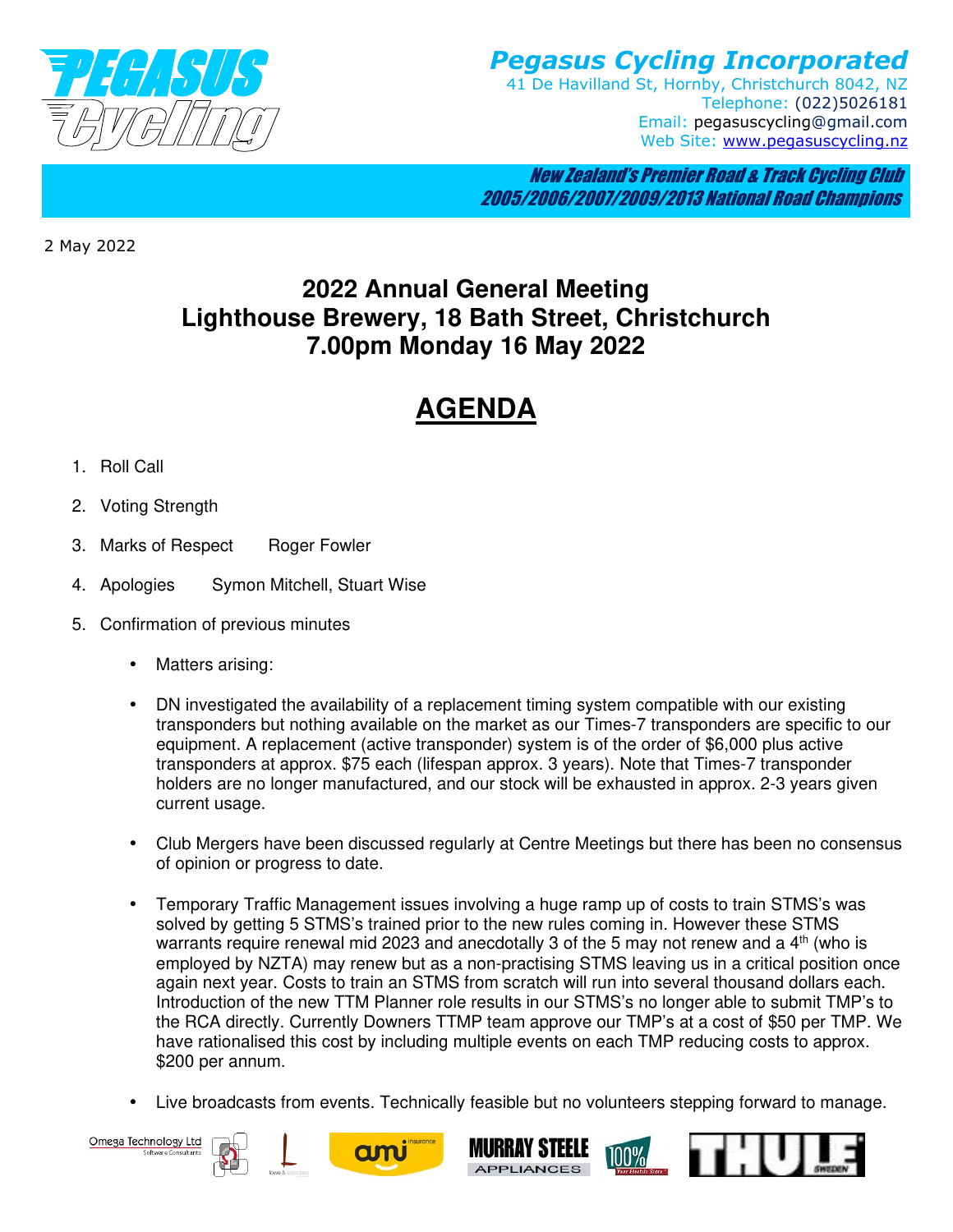**Pegasus Cycling Incorporated**
41 De Havilland St, Hornby, Christchurch 8042, NZ
Telephone: (022)5026181
Email: pegasuscycling@gmail.com
Web Site: www.pegasuscycling.nz

*New Zealand's Premier Road & Track Cycling Club*
*2005/2006/2007/2009/2013 National Road Champions*

2 May 2022

# 2022 Annual General Meeting
# Lighthouse Brewery, 18 Bath Street, Christchurch
# 7.00pm Monday 16 May 2022

## AGENDA

1. Roll Call
2. Voting Strength
3. Marks of Respect    Roger Fowler
4. Apologies    Symon Mitchell, Stuart Wise
5. Confirmation of previous minutes
   - Matters arising:
   - DN investigated the availability of a replacement timing system compatible with our existing transponders but nothing available on the market as our Times-7 transponders are specific to our equipment. A replacement (active transponder) system is of the order of $6,000 plus active transponders at approx. $75 each (lifespan approx. 3 years). Note that Times-7 transponder holders are no longer manufactured, and our stock will be exhausted in approx. 2-3 years given current usage.
   - Club Mergers have been discussed regularly at Centre Meetings but there has been no consensus of opinion or progress to date.
   - Temporary Traffic Management issues involving a huge ramp up of costs to train STMS's was solved by getting 5 STMS's trained prior to the new rules coming in. However these STMS warrants require renewal mid 2023 and anecdotally 3 of the 5 may not renew and a 4th (who is employed by NZTA) may renew but as a non-practising STMS leaving us in a critical position once again next year. Costs to train an STMS from scratch will run into several thousand dollars each. Introduction of the new TTM Planner role results in our STMS's no longer able to submit TMP's to the RCA directly. Currently Downers TTMP team approve our TMP's at a cost of $50 per TMP. We have rationalised this cost by including multiple events on each TMP reducing costs to approx. $200 per annum.
   - Live broadcasts from events. Technically feasible but no volunteers stepping forward to manage.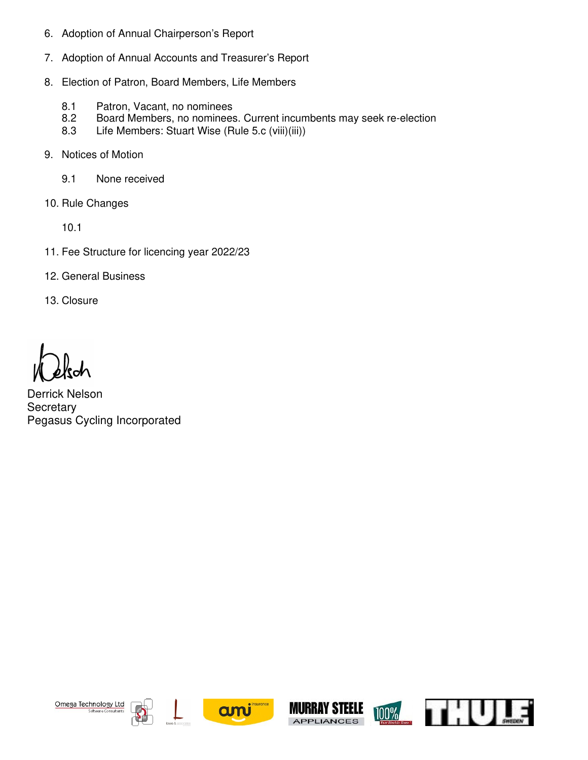6. Adoption of Annual Chairperson's Report

7. Adoption of Annual Accounts and Treasurer's Report

8. Election of Patron, Board Members, Life Members

   8.1 Patron, Vacant, no nominees
   8.2 Board Members, no nominees. Current incumbents may seek re-election
   8.3 Life Members: Stuart Wise (Rule 5.c (viii)(iii))

9. Notices of Motion

   9.1 None received

10. Rule Changes

    10.1

11. Fee Structure for licencing year 2022/23

12. General Business

13. Closure

Derrick Nelson
Secretary
Pegasus Cycling Incorporated